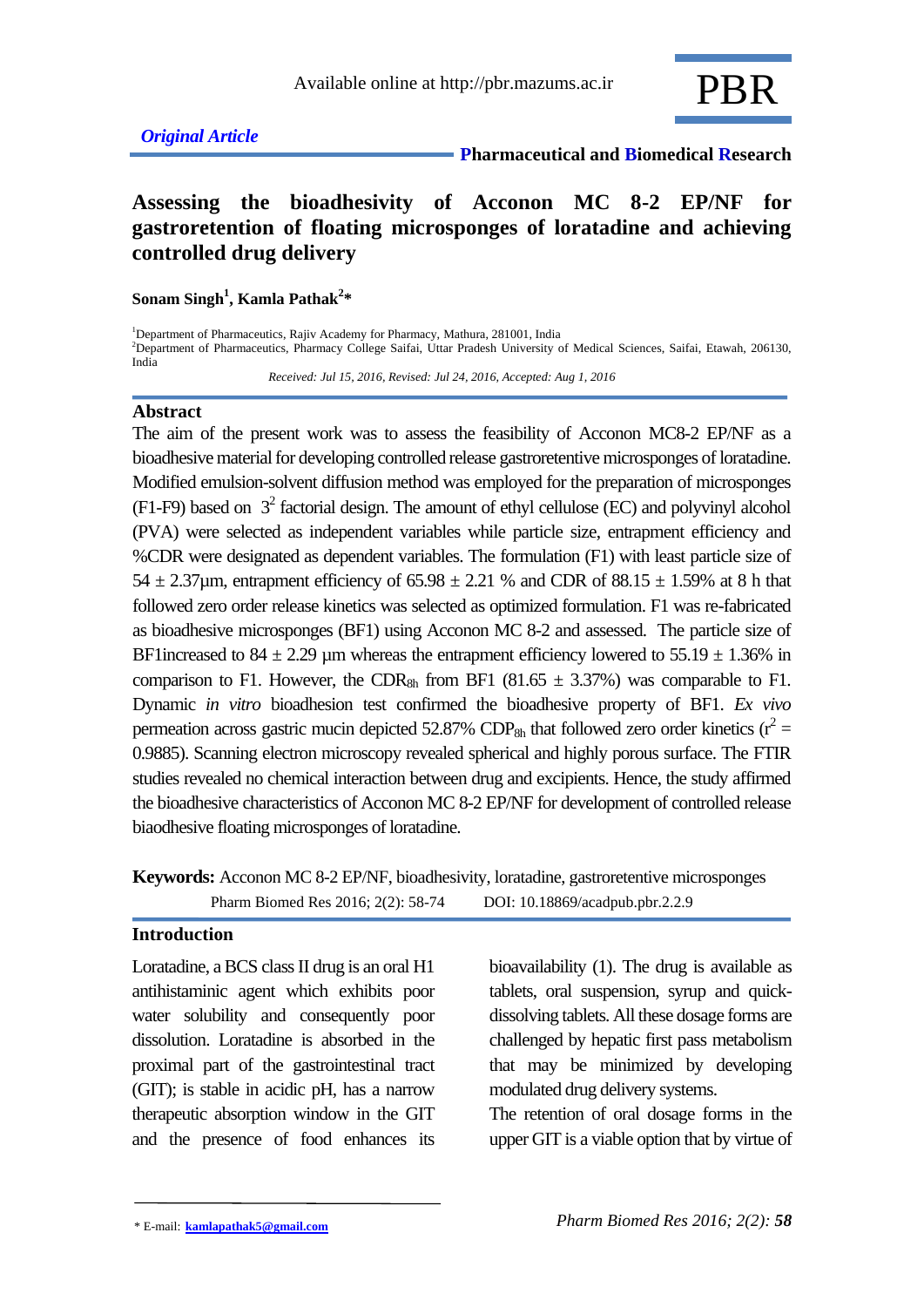*Original Article*

**Pharmaceutical and Biomedical Research**

# Assessing the bioadhesivity of Acconon MC 8-2 EP/NF for gastroretention of floating microsponges of loratadine and achieving controlled drug delivery

**Sonam Singh[1], Kamla Pathak[2]***

[1]Department of Pharmaceutics, Rajiv Academy for Pharmacy, Mathura, 281001, India
[2]Department of Pharmaceutics, Pharmacy College Saifai, Uttar Pradesh University of Medical Sciences, Saifai, Etawah, 206130, India

*Received: Jul 15, 2016, Revised: Jul 24, 2016, Accepted: Aug 1, 2016*

## Abstract

The aim of the present work was to assess the feasibility of Acconon MC8-2 EP/NF as a bioadhesive material for developing controlled release gastroretentive microsponges of loratadine. Modified emulsion-solvent diffusion method was employed for the preparation of microsponges (F1-F9) based on $3^2$ factorial design. The amount of ethyl cellulose (EC) and polyvinyl alcohol (PVA) were selected as independent variables while particle size, entrapment efficiency and %CDR were designated as dependent variables. The formulation (F1) with least particle size of 54 ± 2.37µm, entrapment efficiency of 65.98 ± 2.21 % and CDR of 88.15 ± 1.59% at 8 h that followed zero order release kinetics was selected as optimized formulation. F1 was re-fabricated as bioadhesive microsponges (BF1) using Acconon MC 8-2 and assessed. The particle size of BF1increased to 84 ± 2.29 µm whereas the entrapment efficiency lowered to 55.19 ± 1.36% in comparison to F1. However, the $CDR_{8h}$ from BF1 (81.65 ± 3.37%) was comparable to F1. Dynamic *in vitro* bioadhesion test confirmed the bioadhesive property of BF1. *Ex vivo* permeation across gastric mucin depicted 52.87% $CDP_{8h}$ that followed zero order kinetics ($r^2$ = 0.9885). Scanning electron microscopy revealed spherical and highly porous surface. The FTIR studies revealed no chemical interaction between drug and excipients. Hence, the study affirmed the bioadhesive characteristics of Acconon MC 8-2 EP/NF for development of controlled release biaodhesive floating microsponges of loratadine.

**Keywords:** Acconon MC 8-2 EP/NF, bioadhesivity, loratadine, gastroretentive microsponges

Pharm Biomed Res 2016; 2(2): 58-74 DOI: 10.18869/acadpub.pbr.2.2.9

## Introduction

Loratadine, a BCS class II drug is an oral H1 antihistaminic agent which exhibits poor water solubility and consequently poor dissolution. Loratadine is absorbed in the proximal part of the gastrointestinal tract (GIT); is stable in acidic pH, has a narrow therapeutic absorption window in the GIT and the presence of food enhances its bioavailability (1). The drug is available as tablets, oral suspension, syrup and quick-dissolving tablets. All these dosage forms are challenged by hepatic first pass metabolism that may be minimized by developing modulated drug delivery systems.

The retention of oral dosage forms in the upper GIT is a viable option that by virtue of

* E-mail: kamlapathak5@gmail.com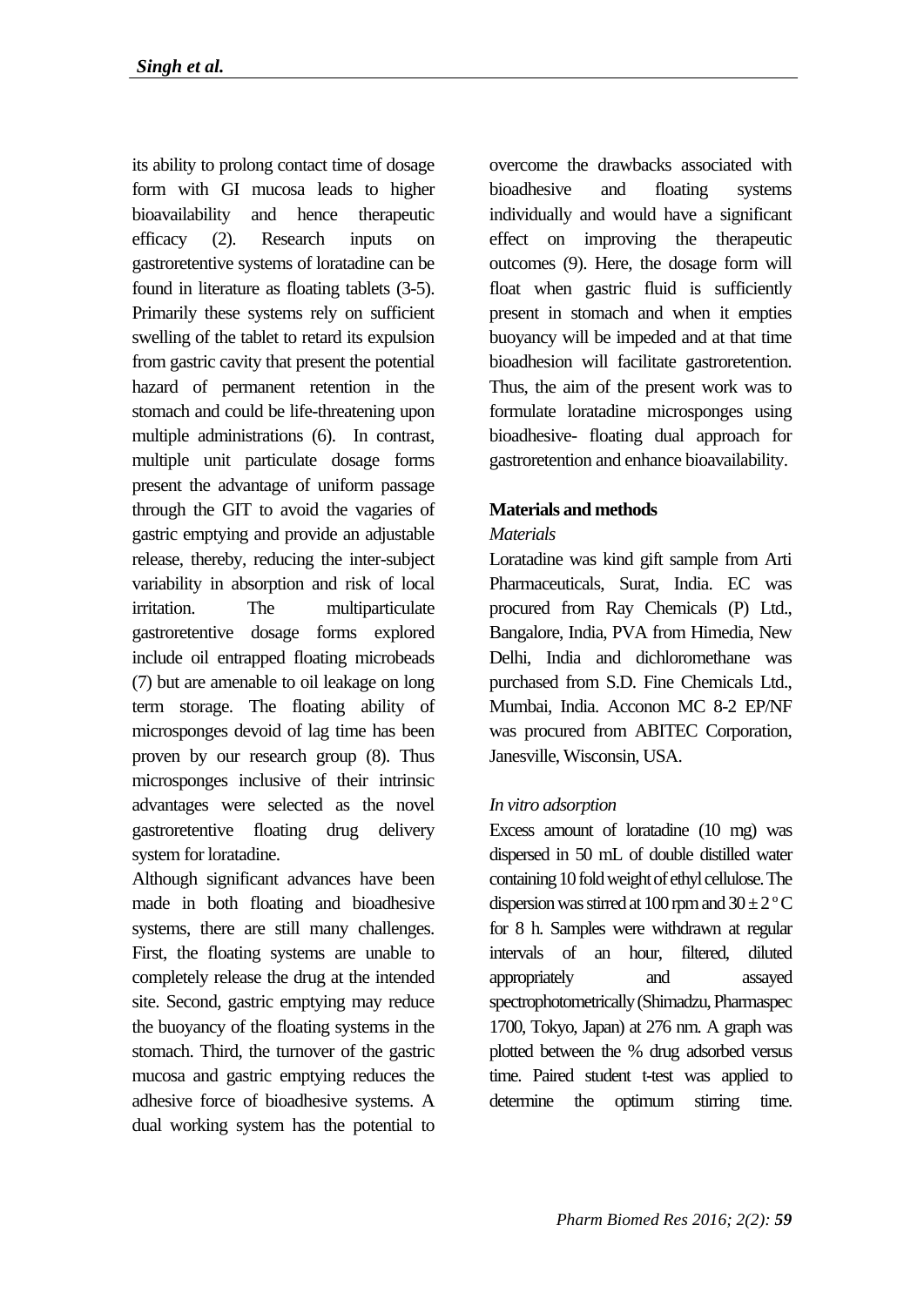its ability to prolong contact time of dosage form with GI mucosa leads to higher bioavailability and hence therapeutic efficacy (2). Research inputs on gastroretentive systems of loratadine can be found in literature as floating tablets (3-5). Primarily these systems rely on sufficient swelling of the tablet to retard its expulsion from gastric cavity that present the potential hazard of permanent retention in the stomach and could be life-threatening upon multiple administrations (6). In contrast, multiple unit particulate dosage forms present the advantage of uniform passage through the GIT to avoid the vagaries of gastric emptying and provide an adjustable release, thereby, reducing the inter-subject variability in absorption and risk of local irritation. The multiparticulate gastroretentive dosage forms explored include oil entrapped floating microbeads (7) but are amenable to oil leakage on long term storage. The floating ability of microsponges devoid of lag time has been proven by our research group (8). Thus microsponges inclusive of their intrinsic advantages were selected as the novel gastroretentive floating drug delivery system for loratadine.

Although significant advances have been made in both floating and bioadhesive systems, there are still many challenges. First, the floating systems are unable to completely release the drug at the intended site. Second, gastric emptying may reduce the buoyancy of the floating systems in the stomach. Third, the turnover of the gastric mucosa and gastric emptying reduces the adhesive force of bioadhesive systems. A dual working system has the potential to overcome the drawbacks associated with bioadhesive and floating systems individually and would have a significant effect on improving the therapeutic outcomes (9). Here, the dosage form will float when gastric fluid is sufficiently present in stomach and when it empties buoyancy will be impeded and at that time bioadhesion will facilitate gastroretention. Thus, the aim of the present work was to formulate loratadine microsponges using bioadhesive- floating dual approach for gastroretention and enhance bioavailability.

## Materials and methods

### *Materials*

Loratadine was kind gift sample from Arti Pharmaceuticals, Surat, India. EC was procured from Ray Chemicals (P) Ltd., Bangalore, India, PVA from Himedia, New Delhi, India and dichloromethane was purchased from S.D. Fine Chemicals Ltd., Mumbai, India. Acconon MC 8-2 EP/NF was procured from ABITEC Corporation, Janesville, Wisconsin, USA.

### *In vitro adsorption*

Excess amount of loratadine (10 mg) was dispersed in 50 mL of double distilled water containing 10 fold weight of ethyl cellulose. The dispersion was stirred at 100 rpm and $30 \pm 2\,^{o}C$ for 8 h. Samples were withdrawn at regular intervals of an hour, filtered, diluted appropriately and assayed spectrophotometrically (Shimadzu, Pharmaspec 1700, Tokyo, Japan) at 276 nm. A graph was plotted between the % drug adsorbed versus time. Paired student t-test was applied to determine the optimum stirring time.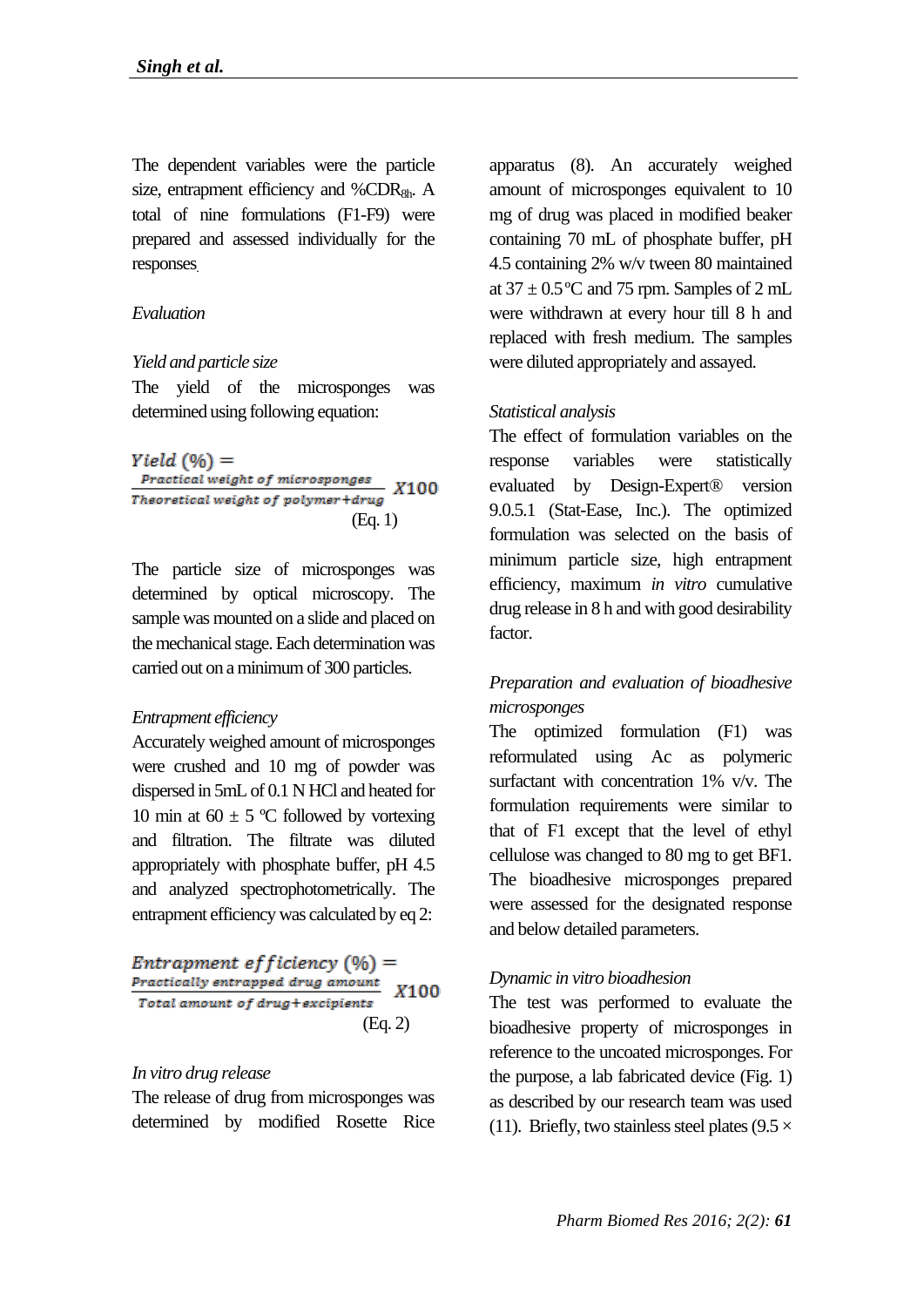The dependent variables were the particle size, entrapment efficiency and $\%CDR_{8h}$. A total of nine formulations (F1-F9) were prepared and assessed individually for the responses.

### *Evaluation*

#### *Yield and particle size*

The yield of the microsponges was determined using following equation:

$$Yield\ (\%) = \frac{Practical\ weight\ of\ microsponges}{Theoretical\ weight\ of\ polymer + drug} X100 \quad \text{(Eq. 1)}$$

The particle size of microsponges was determined by optical microscopy. The sample was mounted on a slide and placed on the mechanical stage. Each determination was carried out on a minimum of 300 particles.

#### *Entrapment efficiency*

Accurately weighed amount of microsponges were crushed and 10 mg of powder was dispersed in 5mL of 0.1 N HCl and heated for 10 min at 60 ± 5 ºC followed by vortexing and filtration. The filtrate was diluted appropriately with phosphate buffer, pH 4.5 and analyzed spectrophotometrically. The entrapment efficiency was calculated by eq 2:

$$Entrapment\ efficiency\ (\%) = \frac{Practically\ entrapped\ drug\ amount}{Total\ amount\ of\ drug + excipients} X100 \quad \text{(Eq. 2)}$$

#### *In vitro drug release*

The release of drug from microsponges was determined by modified Rosette Rice apparatus (8). An accurately weighed amount of microsponges equivalent to 10 mg of drug was placed in modified beaker containing 70 mL of phosphate buffer, pH 4.5 containing 2% w/v tween 80 maintained at 37 ± 0.5 ºC and 75 rpm. Samples of 2 mL were withdrawn at every hour till 8 h and replaced with fresh medium. The samples were diluted appropriately and assayed.

#### *Statistical analysis*

The effect of formulation variables on the response variables were statistically evaluated by Design-Expert® version 9.0.5.1 (Stat-Ease, Inc.). The optimized formulation was selected on the basis of minimum particle size, high entrapment efficiency, maximum *in vitro* cumulative drug release in 8 h and with good desirability factor.

#### *Preparation and evaluation of bioadhesive microsponges*

The optimized formulation (F1) was reformulated using Ac as polymeric surfactant with concentration 1% v/v. The formulation requirements were similar to that of F1 except that the level of ethyl cellulose was changed to 80 mg to get BF1. The bioadhesive microsponges prepared were assessed for the designated response and below detailed parameters.

#### *Dynamic in vitro bioadhesion*

The test was performed to evaluate the bioadhesive property of microsponges in reference to the uncoated microsponges. For the purpose, a lab fabricated device (Fig. 1) as described by our research team was used (11). Briefly, two stainless steel plates (9.5 ×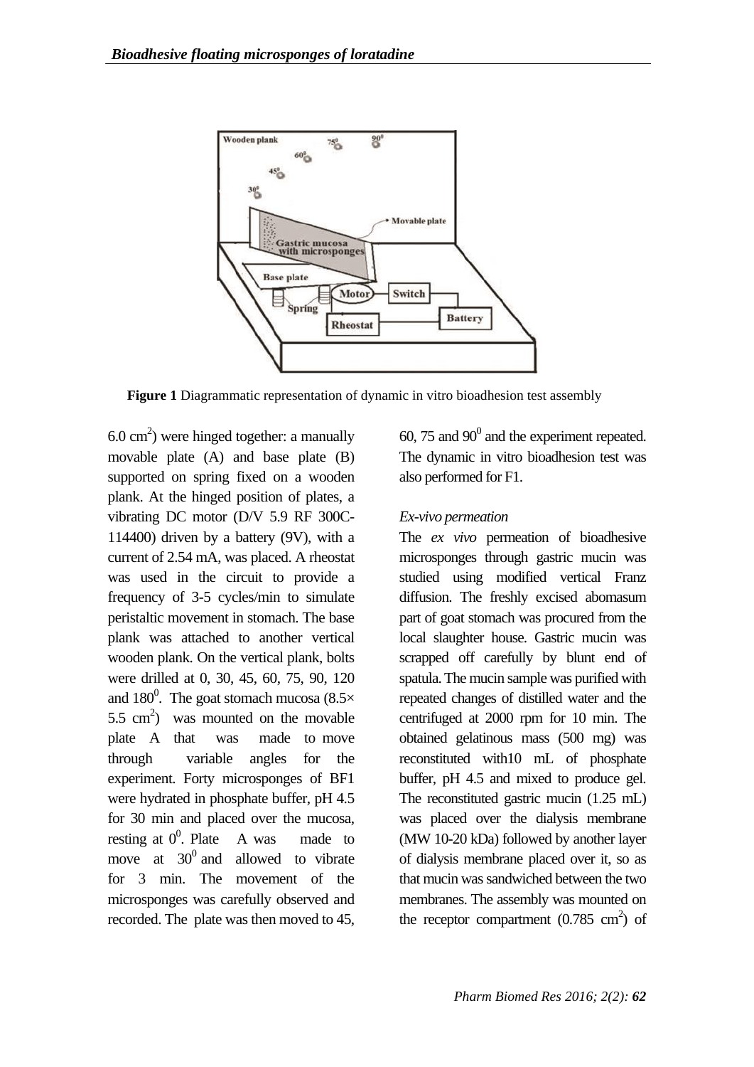**Figure 1** Diagrammatic representation of dynamic in vitro bioadhesion test assembly

6.0 cm$^2$) were hinged together: a manually movable plate (A) and base plate (B) supported on spring fixed on a wooden plank. At the hinged position of plates, a vibrating DC motor (D/V 5.9 RF 300C-114400) driven by a battery (9V), with a current of 2.54 mA, was placed. A rheostat was used in the circuit to provide a frequency of 3-5 cycles/min to simulate peristaltic movement in stomach. The base plank was attached to another vertical wooden plank. On the vertical plank, bolts were drilled at 0, 30, 45, 60, 75, 90, 120 and 180$^0$. The goat stomach mucosa (8.5× 5.5 cm$^2$) was mounted on the movable plate A that was made to move through variable angles for the experiment. Forty microsponges of BF1 were hydrated in phosphate buffer, pH 4.5 for 30 min and placed over the mucosa, resting at 0$^0$. Plate A was made to move at 30$^0$ and allowed to vibrate for 3 min. The movement of the microsponges was carefully observed and recorded. The plate was then moved to 45, 60, 75 and 90$^0$ and the experiment repeated. The dynamic in vitro bioadhesion test was also performed for F1.

*Ex-vivo permeation*

The *ex vivo* permeation of bioadhesive microsponges through gastric mucin was studied using modified vertical Franz diffusion. The freshly excised abomasum part of goat stomach was procured from the local slaughter house. Gastric mucin was scrapped off carefully by blunt end of spatula. The mucin sample was purified with repeated changes of distilled water and the centrifuged at 2000 rpm for 10 min. The obtained gelatinous mass (500 mg) was reconstituted with10 mL of phosphate buffer, pH 4.5 and mixed to produce gel. The reconstituted gastric mucin (1.25 mL) was placed over the dialysis membrane (MW 10-20 kDa) followed by another layer of dialysis membrane placed over it, so as that mucin was sandwiched between the two membranes. The assembly was mounted on the receptor compartment (0.785 cm$^2$) of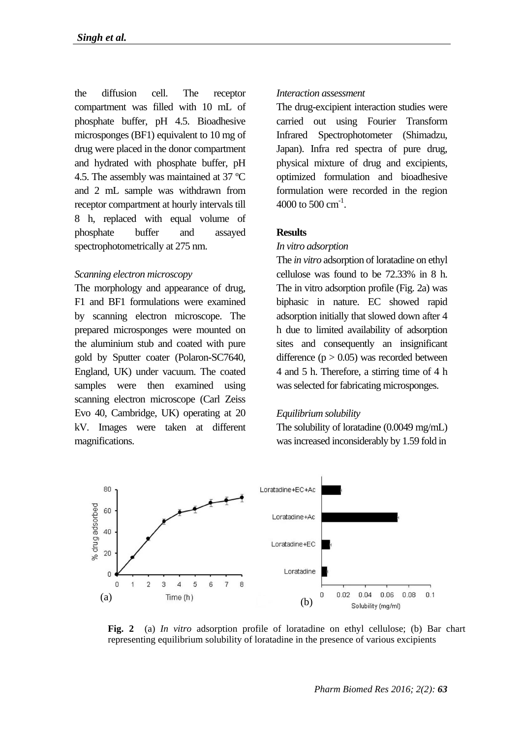the diffusion cell. The receptor compartment was filled with 10 mL of phosphate buffer, pH 4.5. Bioadhesive microsponges (BF1) equivalent to 10 mg of drug were placed in the donor compartment and hydrated with phosphate buffer, pH 4.5. The assembly was maintained at 37 ºC and 2 mL sample was withdrawn from receptor compartment at hourly intervals till 8 h, replaced with equal volume of phosphate buffer and assayed spectrophotometrically at 275 nm.

*Scanning electron microscopy*

The morphology and appearance of drug, F1 and BF1 formulations were examined by scanning electron microscope. The prepared microsponges were mounted on the aluminium stub and coated with pure gold by Sputter coater (Polaron-SC7640, England, UK) under vacuum. The coated samples were then examined using scanning electron microscope (Carl Zeiss Evo 40, Cambridge, UK) operating at 20 kV. Images were taken at different magnifications.

*Interaction assessment*

The drug-excipient interaction studies were carried out using Fourier Transform Infrared Spectrophotometer (Shimadzu, Japan). Infra red spectra of pure drug, physical mixture of drug and excipients, optimized formulation and bioadhesive formulation were recorded in the region 4000 to 500 $cm^{-1}$.

## Results

*In vitro adsorption*

The *in vitro* adsorption of loratadine on ethyl cellulose was found to be 72.33% in 8 h. The in vitro adsorption profile (Fig. 2a) was biphasic in nature. EC showed rapid adsorption initially that slowed down after 4 h due to limited availability of adsorption sites and consequently an insignificant difference ($p > 0.05$) was recorded between 4 and 5 h. Therefore, a stirring time of 4 h was selected for fabricating microsponges.

*Equilibrium solubility*

The solubility of loratadine (0.0049 mg/mL) was increased inconsiderably by 1.59 fold in

**Fig. 2** (a) *In vitro* adsorption profile of loratadine on ethyl cellulose; (b) Bar chart representing equilibrium solubility of loratadine in the presence of various excipients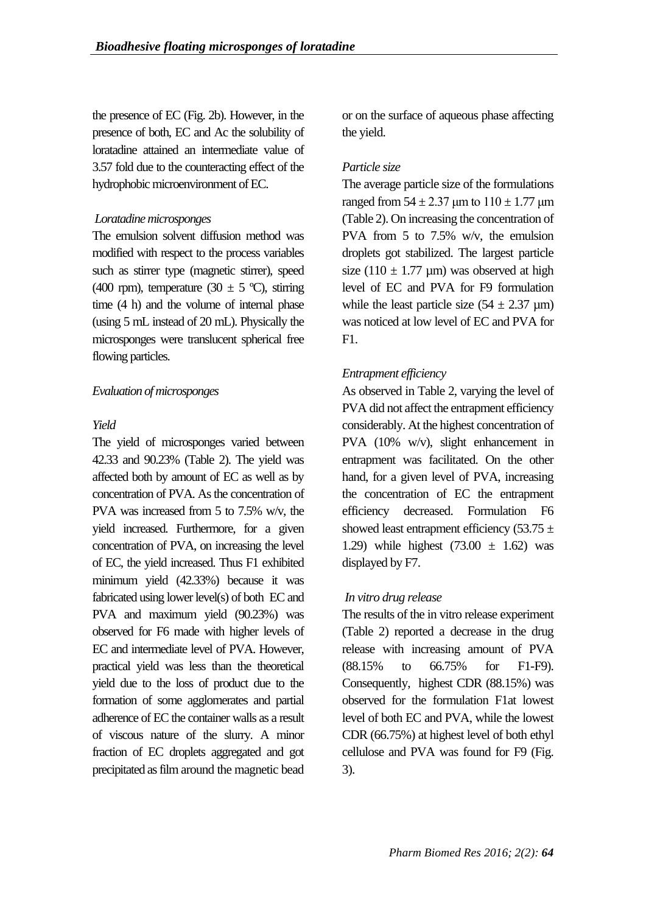the presence of EC (Fig. 2b). However, in the presence of both, EC and Ac the solubility of loratadine attained an intermediate value of 3.57 fold due to the counteracting effect of the hydrophobic microenvironment of EC.

*Loratadine microsponges*

The emulsion solvent diffusion method was modified with respect to the process variables such as stirrer type (magnetic stirrer), speed (400 rpm), temperature (30 ± 5 ºC), stirring time (4 h) and the volume of internal phase (using 5 mL instead of 20 mL). Physically the microsponges were translucent spherical free flowing particles.

*Evaluation of microsponges*

*Yield*

The yield of microsponges varied between 42.33 and 90.23% (Table 2). The yield was affected both by amount of EC as well as by concentration of PVA. As the concentration of PVA was increased from 5 to 7.5% w/v, the yield increased. Furthermore, for a given concentration of PVA, on increasing the level of EC, the yield increased. Thus F1 exhibited minimum yield (42.33%) because it was fabricated using lower level(s) of both EC and PVA and maximum yield (90.23%) was observed for F6 made with higher levels of EC and intermediate level of PVA. However, practical yield was less than the theoretical yield due to the loss of product due to the formation of some agglomerates and partial adherence of EC the container walls as a result of viscous nature of the slurry. A minor fraction of EC droplets aggregated and got precipitated as film around the magnetic bead or on the surface of aqueous phase affecting the yield.

*Particle size*

The average particle size of the formulations ranged from 54 ± 2.37 µm to 110 ± 1.77 µm (Table 2). On increasing the concentration of PVA from 5 to 7.5% w/v, the emulsion droplets got stabilized. The largest particle size (110 ± 1.77 µm) was observed at high level of EC and PVA for F9 formulation while the least particle size (54 ± 2.37 µm) was noticed at low level of EC and PVA for F1.

*Entrapment efficiency*

As observed in Table 2, varying the level of PVA did not affect the entrapment efficiency considerably. At the highest concentration of PVA (10% w/v), slight enhancement in entrapment was facilitated. On the other hand, for a given level of PVA, increasing the concentration of EC the entrapment efficiency decreased. Formulation F6 showed least entrapment efficiency (53.75 ± 1.29) while highest (73.00 ± 1.62) was displayed by F7.

*In vitro drug release*

The results of the in vitro release experiment (Table 2) reported a decrease in the drug release with increasing amount of PVA (88.15% to 66.75% for F1-F9). Consequently, highest CDR (88.15%) was observed for the formulation F1at lowest level of both EC and PVA, while the lowest CDR (66.75%) at highest level of both ethyl cellulose and PVA was found for F9 (Fig. 3).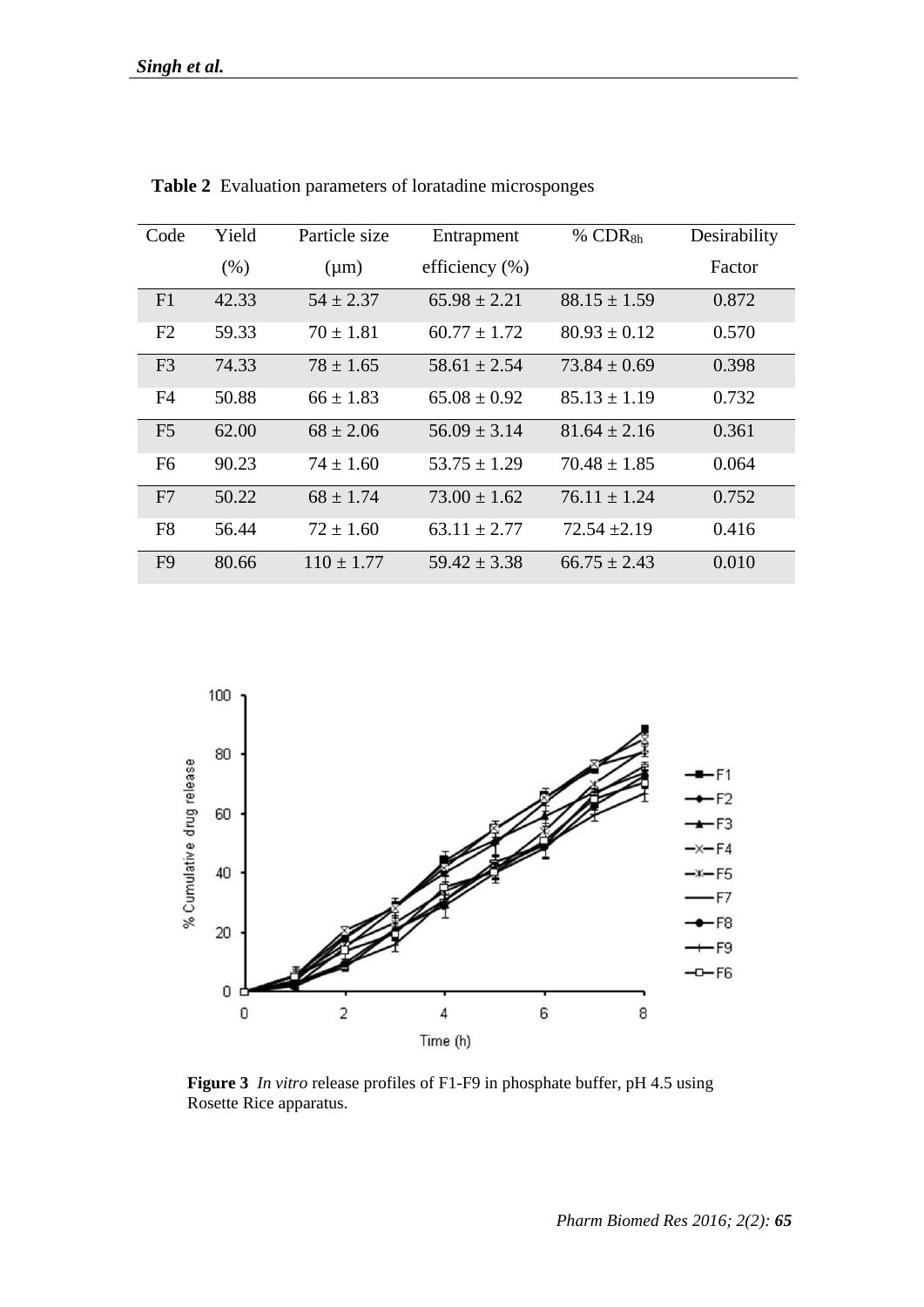**Table 2** Evaluation parameters of loratadine microsponges

| Code | Yield (%) | Particle size (μm) | Entrapment efficiency (%) | % $CDR_{8h}$ | Desirability Factor |
|---|---|---|---|---|---|
| F1 | 42.33 | 54 ± 2.37 | 65.98 ± 2.21 | 88.15 ± 1.59 | 0.872 |
| F2 | 59.33 | 70 ± 1.81 | 60.77 ± 1.72 | 80.93 ± 0.12 | 0.570 |
| F3 | 74.33 | 78 ± 1.65 | 58.61 ± 2.54 | 73.84 ± 0.69 | 0.398 |
| F4 | 50.88 | 66 ± 1.83 | 65.08 ± 0.92 | 85.13 ± 1.19 | 0.732 |
| F5 | 62.00 | 68 ± 2.06 | 56.09 ± 3.14 | 81.64 ± 2.16 | 0.361 |
| F6 | 90.23 | 74 ± 1.60 | 53.75 ± 1.29 | 70.48 ± 1.85 | 0.064 |
| F7 | 50.22 | 68 ± 1.74 | 73.00 ± 1.62 | 76.11 ± 1.24 | 0.752 |
| F8 | 56.44 | 72 ± 1.60 | 63.11 ± 2.77 | 72.54 ±2.19 | 0.416 |
| F9 | 80.66 | 110 ± 1.77 | 59.42 ± 3.38 | 66.75 ± 2.43 | 0.010 |

**Figure 3** *In vitro* release profiles of F1-F9 in phosphate buffer, pH 4.5 using Rosette Rice apparatus.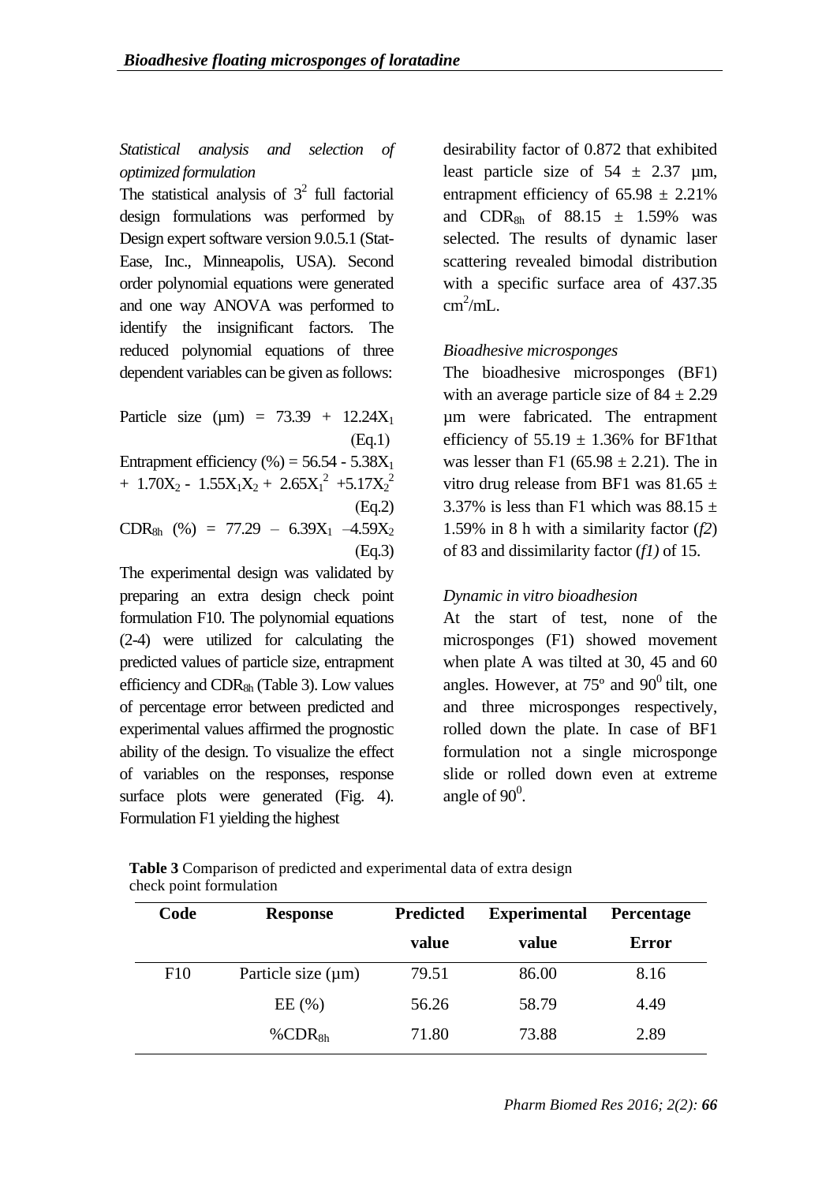*Statistical analysis and selection of optimized formulation*

The statistical analysis of $3^2$ full factorial design formulations was performed by Design expert software version 9.0.5.1 (Stat-Ease, Inc., Minneapolis, USA). Second order polynomial equations were generated and one way ANOVA was performed to identify the insignificant factors. The reduced polynomial equations of three dependent variables can be given as follows:

$$\text{Particle size } (\mu m) = 73.39 + 12.24X_1 \quad \text{(Eq.1)}$$

$$\text{Entrapment efficiency } (\%) = 56.54 - 5.38X_1 + 1.70X_2 - 1.55X_1X_2 + 2.65X_1^2 + 5.17X_2^2 \quad \text{(Eq.2)}$$

$$CDR_{8h} \ (\%) = 77.29 - 6.39X_1 - 4.59X_2 \quad \text{(Eq.3)}$$

The experimental design was validated by preparing an extra design check point formulation F10. The polynomial equations (2-4) were utilized for calculating the predicted values of particle size, entrapment efficiency and $CDR_{8h}$ (Table 3). Low values of percentage error between predicted and experimental values affirmed the prognostic ability of the design. To visualize the effect of variables on the responses, response surface plots were generated (Fig. 4). Formulation F1 yielding the highest desirability factor of 0.872 that exhibited least particle size of 54 ± 2.37 µm, entrapment efficiency of 65.98 ± 2.21% and $CDR_{8h}$ of 88.15 ± 1.59% was selected. The results of dynamic laser scattering revealed bimodal distribution with a specific surface area of 437.35 $cm^2/mL$.

*Bioadhesive microsponges*

The bioadhesive microsponges (BF1) with an average particle size of 84 ± 2.29 µm were fabricated. The entrapment efficiency of 55.19 ± 1.36% for BF1that was lesser than F1 (65.98 ± 2.21). The in vitro drug release from BF1 was 81.65 ± 3.37% is less than F1 which was 88.15 ± 1.59% in 8 h with a similarity factor (*f2*) of 83 and dissimilarity factor (*f1)* of 15.

*Dynamic in vitro bioadhesion*

At the start of test, none of the microsponges (F1) showed movement when plate A was tilted at 30, 45 and 60 angles. However, at 75º and $90^0$ tilt, one and three microsponges respectively, rolled down the plate. In case of BF1 formulation not a single microsponge slide or rolled down even at extreme angle of $90^0$.

**Table 3** Comparison of predicted and experimental data of extra design check point formulation

| Code | Response | Predicted value | Experimental value | Percentage Error |
|---|---|---|---|---|
| F10 | Particle size (µm) | 79.51 | 86.00 | 8.16 |
| | EE (%) | 56.26 | 58.79 | 4.49 |
| | $\%CDR_{8h}$ | 71.80 | 73.88 | 2.89 |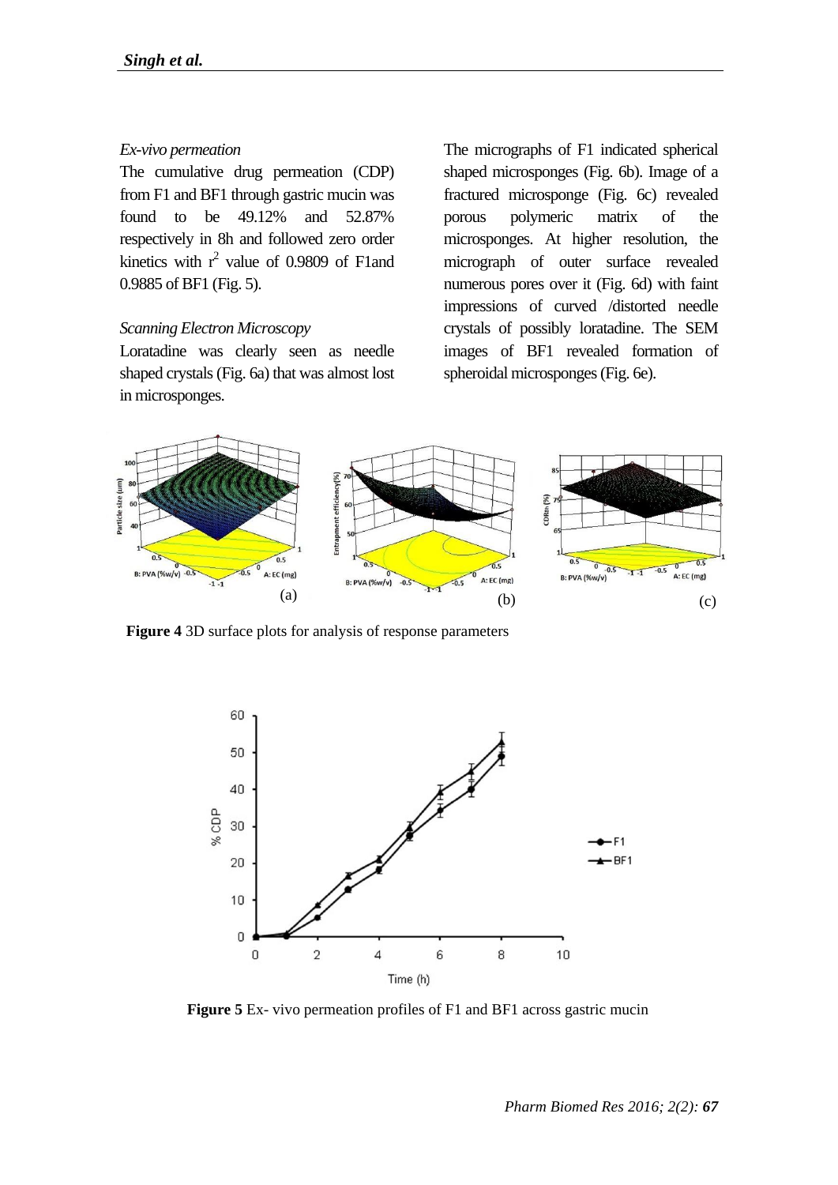*Ex-vivo permeation*

The cumulative drug permeation (CDP) from F1 and BF1 through gastric mucin was found to be 49.12% and 52.87% respectively in 8h and followed zero order kinetics with $r^2$ value of 0.9809 of F1and 0.9885 of BF1 (Fig. 5).

*Scanning Electron Microscopy*

Loratadine was clearly seen as needle shaped crystals (Fig. 6a) that was almost lost in microsponges.

The micrographs of F1 indicated spherical shaped microsponges (Fig. 6b). Image of a fractured microsponge (Fig. 6c) revealed porous polymeric matrix of the microsponges. At higher resolution, the micrograph of outer surface revealed numerous pores over it (Fig. 6d) with faint impressions of curved /distorted needle crystals of possibly loratadine. The SEM images of BF1 revealed formation of spheroidal microsponges (Fig. 6e).

**Figure 4** 3D surface plots for analysis of response parameters

**Figure 5** Ex- vivo permeation profiles of F1 and BF1 across gastric mucin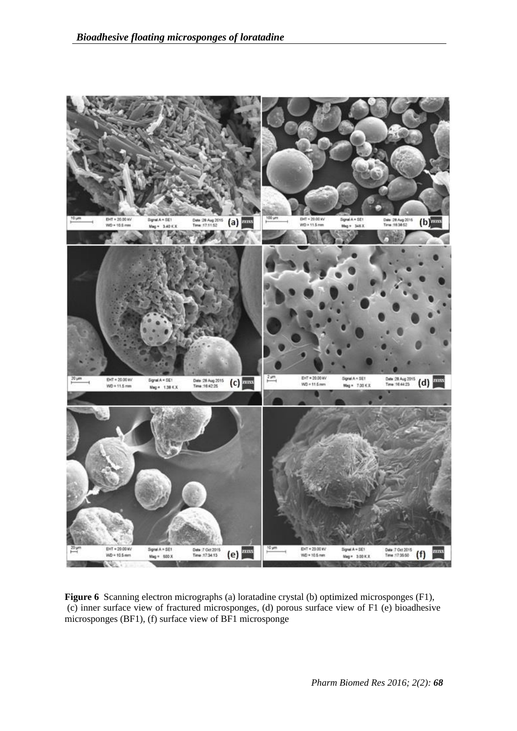**Figure 6** Scanning electron micrographs (a) loratadine crystal (b) optimized microsponges (F1), (c) inner surface view of fractured microsponges, (d) porous surface view of F1 (e) bioadhesive microsponges (BF1), (f) surface view of BF1 microsponge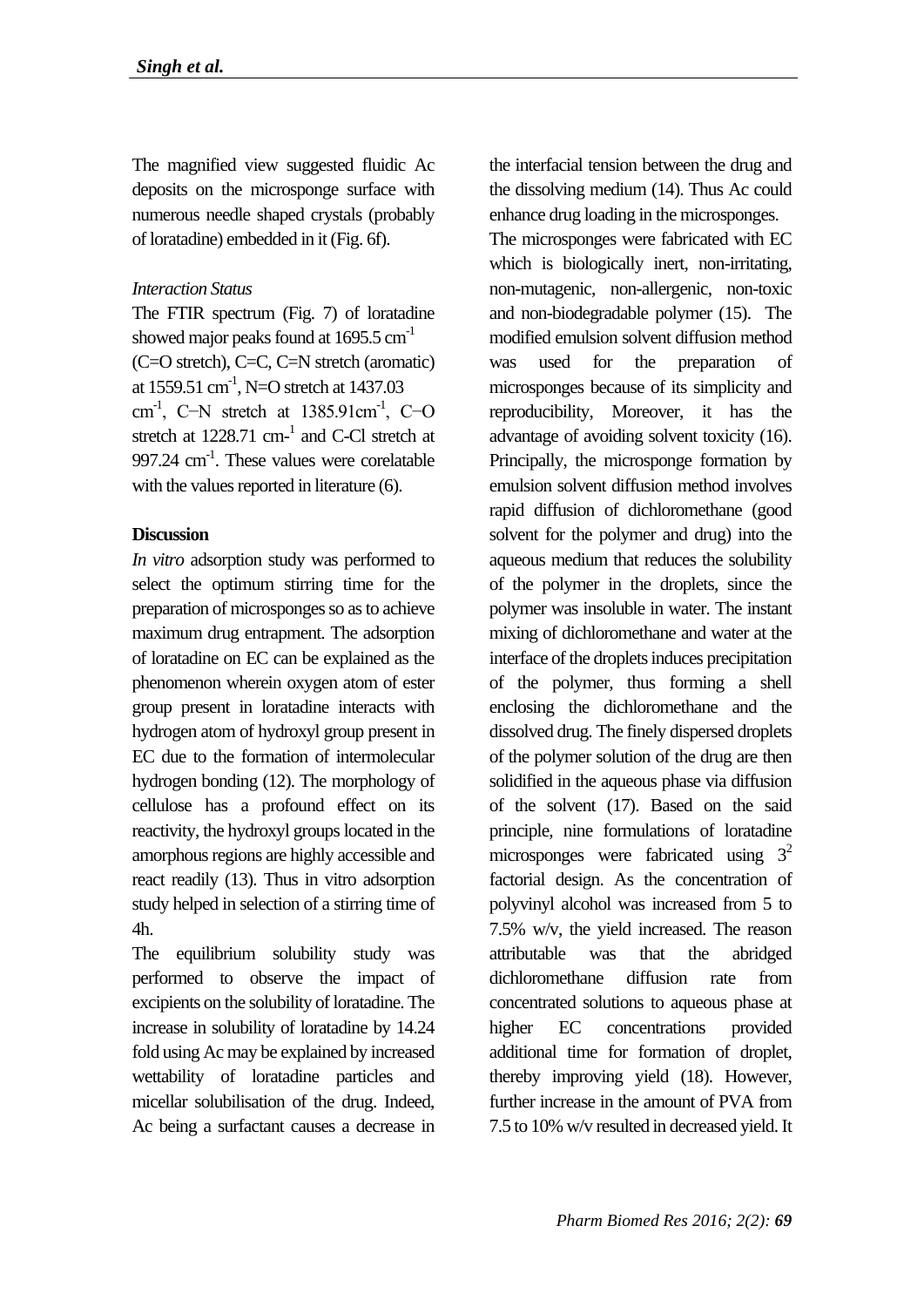The magnified view suggested fluidic Ac deposits on the microsponge surface with numerous needle shaped crystals (probably of loratadine) embedded in it (Fig. 6f).

*Interaction Status*

The FTIR spectrum (Fig. 7) of loratadine showed major peaks found at 1695.5 $cm^{-1}$ (C=O stretch), C=C, C=N stretch (aromatic) at 1559.51 $cm^{-1}$, N=O stretch at 1437.03 $cm^{-1}$, C–N stretch at 1385.91$cm^{-1}$, C–O stretch at 1228.71 $cm^{-1}$ and C-Cl stretch at 997.24 $cm^{-1}$. These values were corelatable with the values reported in literature (6).

**Discussion**

*In vitro* adsorption study was performed to select the optimum stirring time for the preparation of microsponges so as to achieve maximum drug entrapment. The adsorption of loratadine on EC can be explained as the phenomenon wherein oxygen atom of ester group present in loratadine interacts with hydrogen atom of hydroxyl group present in EC due to the formation of intermolecular hydrogen bonding (12). The morphology of cellulose has a profound effect on its reactivity, the hydroxyl groups located in the amorphous regions are highly accessible and react readily (13). Thus in vitro adsorption study helped in selection of a stirring time of 4h.

The equilibrium solubility study was performed to observe the impact of excipients on the solubility of loratadine. The increase in solubility of loratadine by 14.24 fold using Ac may be explained by increased wettability of loratadine particles and micellar solubilisation of the drug. Indeed, Ac being a surfactant causes a decrease in the interfacial tension between the drug and the dissolving medium (14). Thus Ac could enhance drug loading in the microsponges.

The microsponges were fabricated with EC which is biologically inert, non-irritating, non-mutagenic, non-allergenic, non-toxic and non-biodegradable polymer (15). The modified emulsion solvent diffusion method was used for the preparation of microsponges because of its simplicity and reproducibility, Moreover, it has the advantage of avoiding solvent toxicity (16). Principally, the microsponge formation by emulsion solvent diffusion method involves rapid diffusion of dichloromethane (good solvent for the polymer and drug) into the aqueous medium that reduces the solubility of the polymer in the droplets, since the polymer was insoluble in water. The instant mixing of dichloromethane and water at the interface of the droplets induces precipitation of the polymer, thus forming a shell enclosing the dichloromethane and the dissolved drug. The finely dispersed droplets of the polymer solution of the drug are then solidified in the aqueous phase via diffusion of the solvent (17). Based on the said principle, nine formulations of loratadine microsponges were fabricated using $3^2$ factorial design. As the concentration of polyvinyl alcohol was increased from 5 to 7.5% w/v, the yield increased. The reason attributable was that the abridged dichloromethane diffusion rate from concentrated solutions to aqueous phase at higher EC concentrations provided additional time for formation of droplet, thereby improving yield (18). However, further increase in the amount of PVA from 7.5 to 10% w/v resulted in decreased yield. It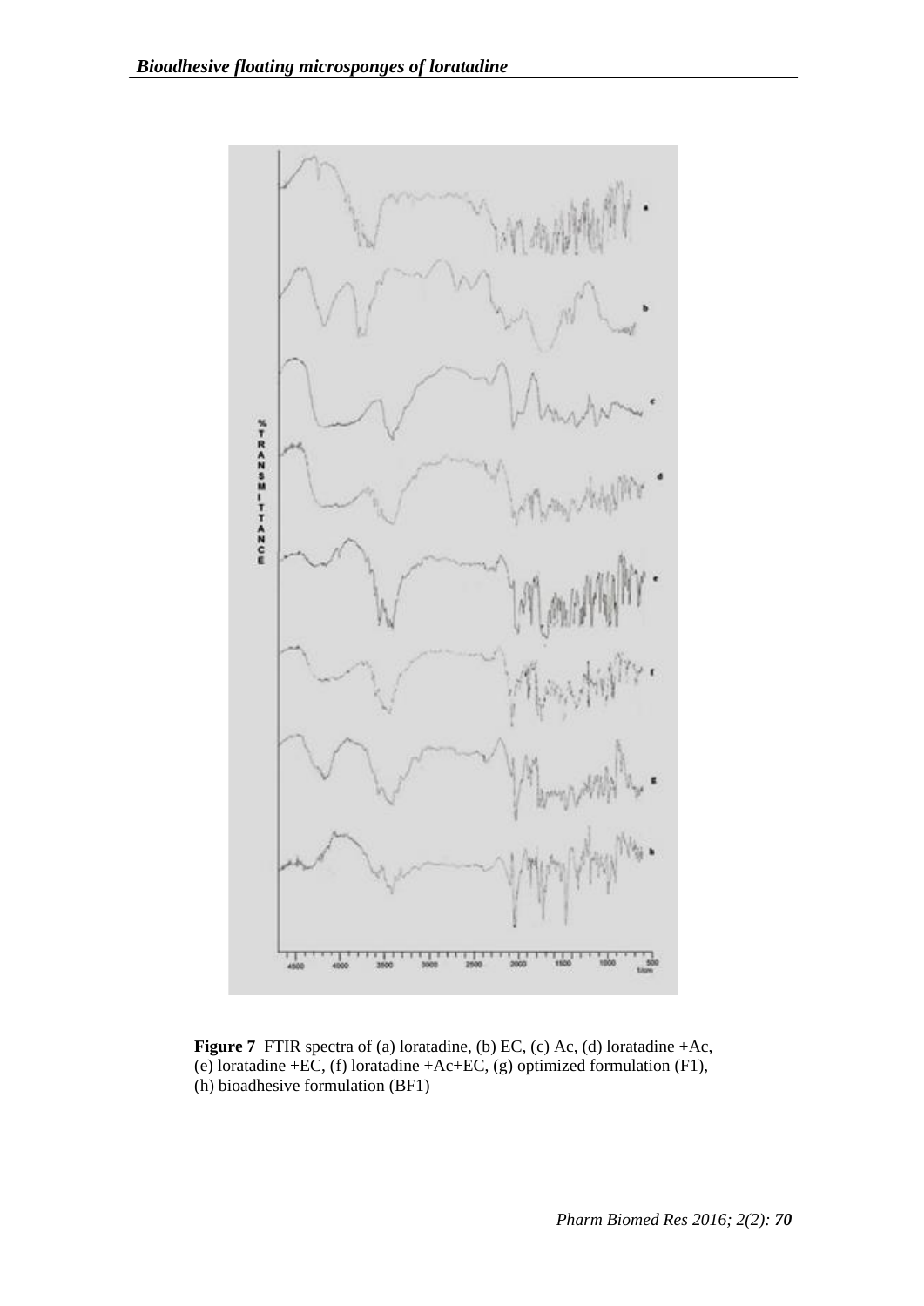**Figure 7** FTIR spectra of (a) loratadine, (b) EC, (c) Ac, (d) loratadine +Ac, (e) loratadine +EC, (f) loratadine +Ac+EC, (g) optimized formulation (F1), (h) bioadhesive formulation (BF1)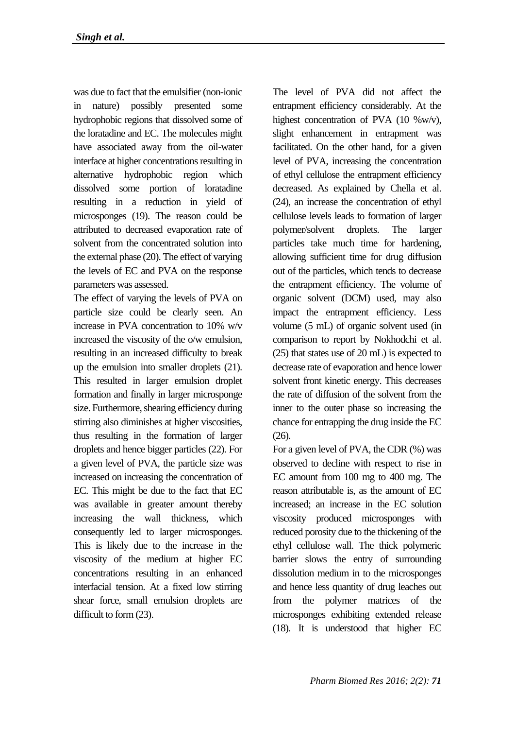was due to fact that the emulsifier (non-ionic in nature) possibly presented some hydrophobic regions that dissolved some of the loratadine and EC. The molecules might have associated away from the oil-water interface at higher concentrations resulting in alternative hydrophobic region which dissolved some portion of loratadine resulting in a reduction in yield of microsponges (19). The reason could be attributed to decreased evaporation rate of solvent from the concentrated solution into the external phase (20). The effect of varying the levels of EC and PVA on the response parameters was assessed.

The effect of varying the levels of PVA on particle size could be clearly seen. An increase in PVA concentration to 10% w/v increased the viscosity of the o/w emulsion, resulting in an increased difficulty to break up the emulsion into smaller droplets (21). This resulted in larger emulsion droplet formation and finally in larger microsponge size. Furthermore, shearing efficiency during stirring also diminishes at higher viscosities, thus resulting in the formation of larger droplets and hence bigger particles (22). For a given level of PVA, the particle size was increased on increasing the concentration of EC. This might be due to the fact that EC was available in greater amount thereby increasing the wall thickness, which consequently led to larger microsponges. This is likely due to the increase in the viscosity of the medium at higher EC concentrations resulting in an enhanced interfacial tension. At a fixed low stirring shear force, small emulsion droplets are difficult to form (23).

The level of PVA did not affect the entrapment efficiency considerably. At the highest concentration of PVA (10 %w/v), slight enhancement in entrapment was facilitated. On the other hand, for a given level of PVA, increasing the concentration of ethyl cellulose the entrapment efficiency decreased. As explained by Chella et al. (24), an increase the concentration of ethyl cellulose levels leads to formation of larger polymer/solvent droplets. The larger particles take much time for hardening, allowing sufficient time for drug diffusion out of the particles, which tends to decrease the entrapment efficiency. The volume of organic solvent (DCM) used, may also impact the entrapment efficiency. Less volume (5 mL) of organic solvent used (in comparison to report by Nokhodchi et al. (25) that states use of 20 mL) is expected to decrease rate of evaporation and hence lower solvent front kinetic energy. This decreases the rate of diffusion of the solvent from the inner to the outer phase so increasing the chance for entrapping the drug inside the EC (26).

For a given level of PVA, the CDR (%) was observed to decline with respect to rise in EC amount from 100 mg to 400 mg. The reason attributable is, as the amount of EC increased; an increase in the EC solution viscosity produced microsponges with reduced porosity due to the thickening of the ethyl cellulose wall. The thick polymeric barrier slows the entry of surrounding dissolution medium in to the microsponges and hence less quantity of drug leaches out from the polymer matrices of the microsponges exhibiting extended release (18). It is understood that higher EC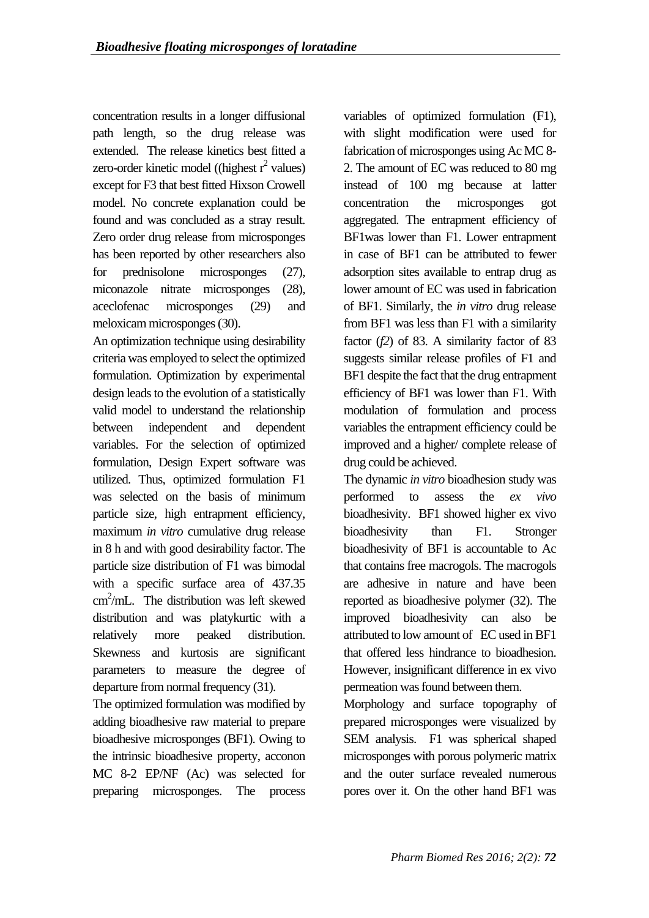concentration results in a longer diffusional path length, so the drug release was extended. The release kinetics best fitted a zero-order kinetic model ((highest $r^2$ values) except for F3 that best fitted Hixson Crowell model. No concrete explanation could be found and was concluded as a stray result. Zero order drug release from microsponges has been reported by other researchers also for prednisolone microsponges (27), miconazole nitrate microsponges (28), aceclofenac microsponges (29) and meloxicam microsponges (30).

An optimization technique using desirability criteria was employed to select the optimized formulation. Optimization by experimental design leads to the evolution of a statistically valid model to understand the relationship between independent and dependent variables. For the selection of optimized formulation, Design Expert software was utilized. Thus, optimized formulation F1 was selected on the basis of minimum particle size, high entrapment efficiency, maximum *in vitro* cumulative drug release in 8 h and with good desirability factor. The particle size distribution of F1 was bimodal with a specific surface area of 437.35 $cm^2$/mL. The distribution was left skewed distribution and was platykurtic with a relatively more peaked distribution. Skewness and kurtosis are significant parameters to measure the degree of departure from normal frequency (31).

The optimized formulation was modified by adding bioadhesive raw material to prepare bioadhesive microsponges (BF1). Owing to the intrinsic bioadhesive property, acconon MC 8-2 EP/NF (Ac) was selected for preparing microsponges. The process variables of optimized formulation (F1), with slight modification were used for fabrication of microsponges using Ac MC 8-2. The amount of EC was reduced to 80 mg instead of 100 mg because at latter concentration the microsponges got aggregated. The entrapment efficiency of BF1was lower than F1. Lower entrapment in case of BF1 can be attributed to fewer adsorption sites available to entrap drug as lower amount of EC was used in fabrication of BF1. Similarly, the *in vitro* drug release from BF1 was less than F1 with a similarity factor ($f2$) of 83. A similarity factor of 83 suggests similar release profiles of F1 and BF1 despite the fact that the drug entrapment efficiency of BF1 was lower than F1. With modulation of formulation and process variables the entrapment efficiency could be improved and a higher/ complete release of drug could be achieved.

The dynamic *in vitro* bioadhesion study was performed to assess the *ex vivo* bioadhesivity. BF1 showed higher ex vivo bioadhesivity than F1. Stronger bioadhesivity of BF1 is accountable to Ac that contains free macrogols. The macrogols are adhesive in nature and have been reported as bioadhesive polymer (32). The improved bioadhesivity can also be attributed to low amount of EC used in BF1 that offered less hindrance to bioadhesion. However, insignificant difference in ex vivo permeation was found between them.

Morphology and surface topography of prepared microsponges were visualized by SEM analysis. F1 was spherical shaped microsponges with porous polymeric matrix and the outer surface revealed numerous pores over it. On the other hand BF1 was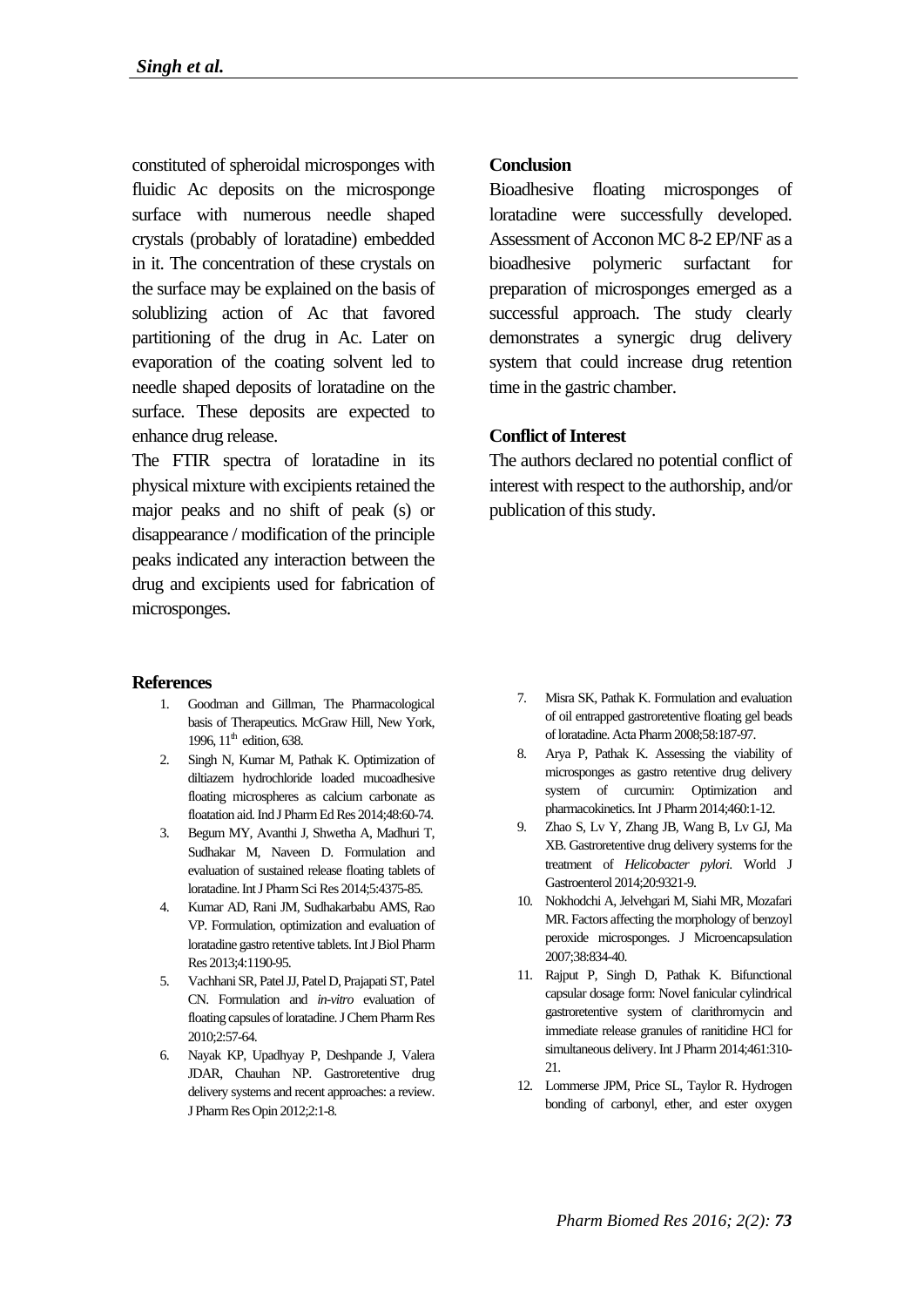constituted of spheroidal microsponges with fluidic Ac deposits on the microsponge surface with numerous needle shaped crystals (probably of loratadine) embedded in it. The concentration of these crystals on the surface may be explained on the basis of solublizing action of Ac that favored partitioning of the drug in Ac. Later on evaporation of the coating solvent led to needle shaped deposits of loratadine on the surface. These deposits are expected to enhance drug release.

The FTIR spectra of loratadine in its physical mixture with excipients retained the major peaks and no shift of peak (s) or disappearance / modification of the principle peaks indicated any interaction between the drug and excipients used for fabrication of microsponges.

## Conclusion

Bioadhesive floating microsponges of loratadine were successfully developed. Assessment of Acconon MC 8-2 EP/NF as a bioadhesive polymeric surfactant for preparation of microsponges emerged as a successful approach. The study clearly demonstrates a synergic drug delivery system that could increase drug retention time in the gastric chamber.

## Conflict of Interest

The authors declared no potential conflict of interest with respect to the authorship, and/or publication of this study.

## References

1. Goodman and Gillman, The Pharmacological basis of Therapeutics. McGraw Hill, New York, 1996, 11th edition, 638.
2. Singh N, Kumar M, Pathak K. Optimization of diltiazem hydrochloride loaded mucoadhesive floating microspheres as calcium carbonate as floatation aid. Ind J Pharm Ed Res 2014;48:60-74.
3. Begum MY, Avanthi J, Shwetha A, Madhuri T, Sudhakar M, Naveen D. Formulation and evaluation of sustained release floating tablets of loratadine. Int J Pharm Sci Res 2014;5:4375-85.
4. Kumar AD, Rani JM, Sudhakarbabu AMS, Rao VP. Formulation, optimization and evaluation of loratadine gastro retentive tablets. Int J Biol Pharm Res 2013;4:1190-95.
5. Vachhani SR, Patel JJ, Patel D, Prajapati ST, Patel CN. Formulation and *in-vitro* evaluation of floating capsules of loratadine. J Chem Pharm Res 2010;2:57-64.
6. Nayak KP, Upadhyay P, Deshpande J, Valera JDAR, Chauhan NP. Gastroretentive drug delivery systems and recent approaches: a review. J Pharm Res Opin 2012;2:1-8.
7. Misra SK, Pathak K. Formulation and evaluation of oil entrapped gastroretentive floating gel beads of loratadine. Acta Pharm 2008;58:187-97.
8. Arya P, Pathak K. Assessing the viability of microsponges as gastro retentive drug delivery system of curcumin: Optimization and pharmacokinetics. Int J Pharm 2014;460:1-12.
9. Zhao S, Lv Y, Zhang JB, Wang B, Lv GJ, Ma XB. Gastroretentive drug delivery systems for the treatment of *Helicobacter pylori*. World J Gastroenterol 2014;20:9321-9.
10. Nokhodchi A, Jelvehgari M, Siahi MR, Mozafari MR. Factors affecting the morphology of benzoyl peroxide microsponges. J Microencapsulation 2007;38:834-40.
11. Rajput P, Singh D, Pathak K. Bifunctional capsular dosage form: Novel fanicular cylindrical gastroretentive system of clarithromycin and immediate release granules of ranitidine HCl for simultaneous delivery. Int J Pharm 2014;461:310-21.
12. Lommerse JPM, Price SL, Taylor R. Hydrogen bonding of carbonyl, ether, and ester oxygen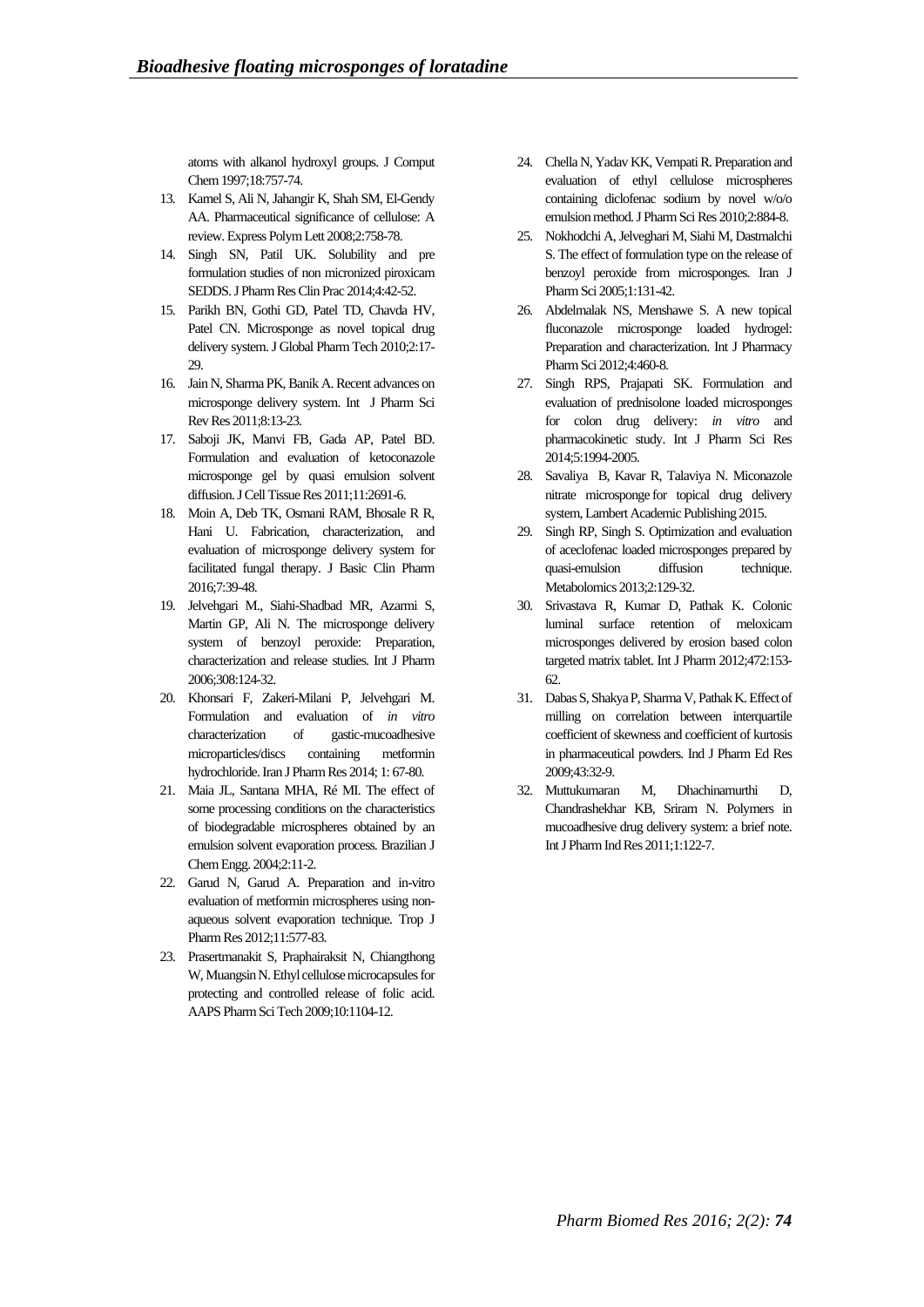atoms with alkanol hydroxyl groups. J Comput Chem 1997;18:757-74.

13. Kamel S, Ali N, Jahangir K, Shah SM, El-Gendy AA. Pharmaceutical significance of cellulose: A review. Express Polym Lett 2008;2:758-78.
14. Singh SN, Patil UK. Solubility and pre formulation studies of non micronized piroxicam SEDDS. J Pharm Res Clin Prac 2014;4:42-52.
15. Parikh BN, Gothi GD, Patel TD, Chavda HV, Patel CN. Microsponge as novel topical drug delivery system. J Global Pharm Tech 2010;2:17-29.
16. Jain N, Sharma PK, Banik A. Recent advances on microsponge delivery system. Int J Pharm Sci Rev Res 2011;8:13-23.
17. Saboji JK, Manvi FB, Gada AP, Patel BD. Formulation and evaluation of ketoconazole microsponge gel by quasi emulsion solvent diffusion. J Cell Tissue Res 2011;11:2691-6.
18. Moin A, Deb TK, Osmani RAM, Bhosale R R, Hani U. Fabrication, characterization, and evaluation of microsponge delivery system for facilitated fungal therapy. J Basic Clin Pharm 2016;7:39-48.
19. Jelvehgari M., Siahi-Shadbad MR, Azarmi S, Martin GP, Ali N. The microsponge delivery system of benzoyl peroxide: Preparation, characterization and release studies. Int J Pharm 2006;308:124-32.
20. Khonsari F, Zakeri-Milani P, Jelvehgari M. Formulation and evaluation of *in vitro* characterization of gastic-mucoadhesive microparticles/discs containing metformin hydrochloride. Iran J Pharm Res 2014; 1: 67-80.
21. Maia JL, Santana MHA, Ré MI. The effect of some processing conditions on the characteristics of biodegradable microspheres obtained by an emulsion solvent evaporation process. Brazilian J Chem Engg. 2004;2:11-2.
22. Garud N, Garud A. Preparation and in-vitro evaluation of metformin microspheres using non-aqueous solvent evaporation technique. Trop J Pharm Res 2012;11:577-83.
23. Prasertmanakit S, Praphairaksit N, Chiangthong W, Muangsin N. Ethyl cellulose microcapsules for protecting and controlled release of folic acid. AAPS Pharm Sci Tech 2009;10:1104-12.
24. Chella N, Yadav KK, Vempati R. Preparation and evaluation of ethyl cellulose microspheres containing diclofenac sodium by novel w/o/o emulsion method. J Pharm Sci Res 2010;2:884-8.
25. Nokhodchi A, Jelveghari M, Siahi M, Dastmalchi S. The effect of formulation type on the release of benzoyl peroxide from microsponges. Iran J Pharm Sci 2005;1:131-42.
26. Abdelmalak NS, Menshawe S. A new topical fluconazole microsponge loaded hydrogel: Preparation and characterization. Int J Pharmacy Pharm Sci 2012;4:460-8.
27. Singh RPS, Prajapati SK. Formulation and evaluation of prednisolone loaded microsponges for colon drug delivery: *in vitro* and pharmacokinetic study. Int J Pharm Sci Res 2014;5:1994-2005.
28. Savaliya B, Kavar R, Talaviya N. Miconazole nitrate microsponge for topical drug delivery system, Lambert Academic Publishing 2015.
29. Singh RP, Singh S. Optimization and evaluation of aceclofenac loaded microsponges prepared by quasi-emulsion diffusion technique. Metabolomics 2013;2:129-32.
30. Srivastava R, Kumar D, Pathak K. Colonic luminal surface retention of meloxicam microsponges delivered by erosion based colon targeted matrix tablet. Int J Pharm 2012;472:153-62.
31. Dabas S, Shakya P, Sharma V, Pathak K. Effect of milling on correlation between interquartile coefficient of skewness and coefficient of kurtosis in pharmaceutical powders. Ind J Pharm Ed Res 2009;43:32-9.
32. Muttukumaran M, Dhachinamurthi D, Chandrashekhar KB, Sriram N. Polymers in mucoadhesive drug delivery system: a brief note. Int J Pharm Ind Res 2011;1:122-7.